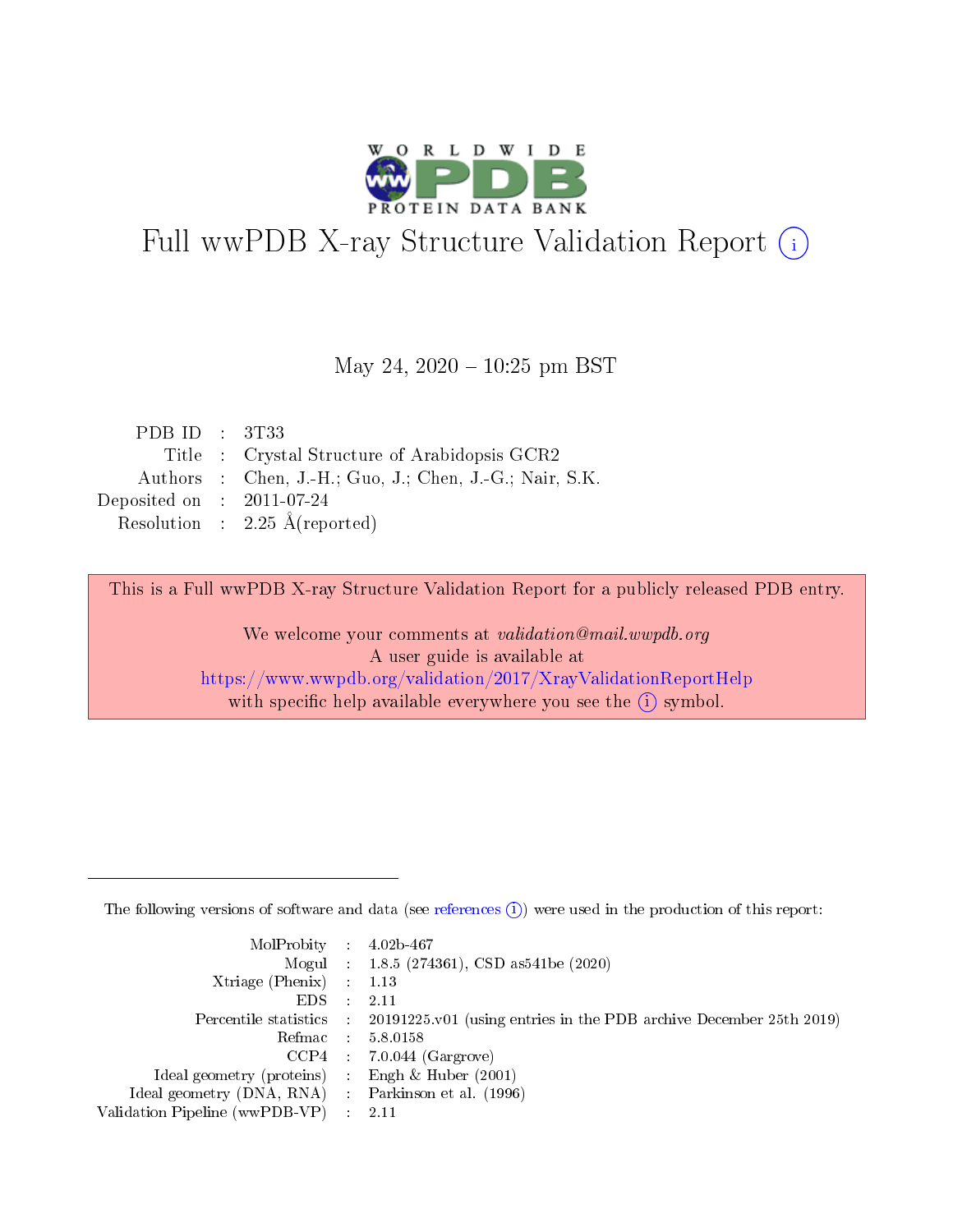# Full wwPDB X-ray Structure Validation Report ⓘ

May 24, 2020 – 10:25 pm BST

| | | |
|---|---|---|
| PDB ID | : | 3T33 |
| Title | : | Crystal Structure of Arabidopsis GCR2 |
| Authors | : | Chen, J.-H.; Guo, J.; Chen, J.-G.; Nair, S.K. |
| Deposited on | : | 2011-07-24 |
| Resolution | : | 2.25 Å(reported) |

This is a Full wwPDB X-ray Structure Validation Report for a publicly released PDB entry.

We welcome your comments at *validation@mail.wwpdb.org*
A user guide is available at
https://www.wwpdb.org/validation/2017/XrayValidationReportHelp
with specific help available everywhere you see the ⓘ symbol.

The following versions of software and data (see references ⓘ) were used in the production of this report:

| | | |
|---|---|---|
| MolProbity | : | 4.02b-467 |
| Mogul | : | 1.8.5 (274361), CSD as541be (2020) |
| Xtriage (Phenix) | : | 1.13 |
| EDS | : | 2.11 |
| Percentile statistics | : | 20191225.v01 (using entries in the PDB archive December 25th 2019) |
| Refmac | : | 5.8.0158 |
| CCP4 | : | 7.0.044 (Gargrove) |
| Ideal geometry (proteins) | : | Engh & Huber (2001) |
| Ideal geometry (DNA, RNA) | : | Parkinson et al. (1996) |
| Validation Pipeline (wwPDB-VP) | : | 2.11 |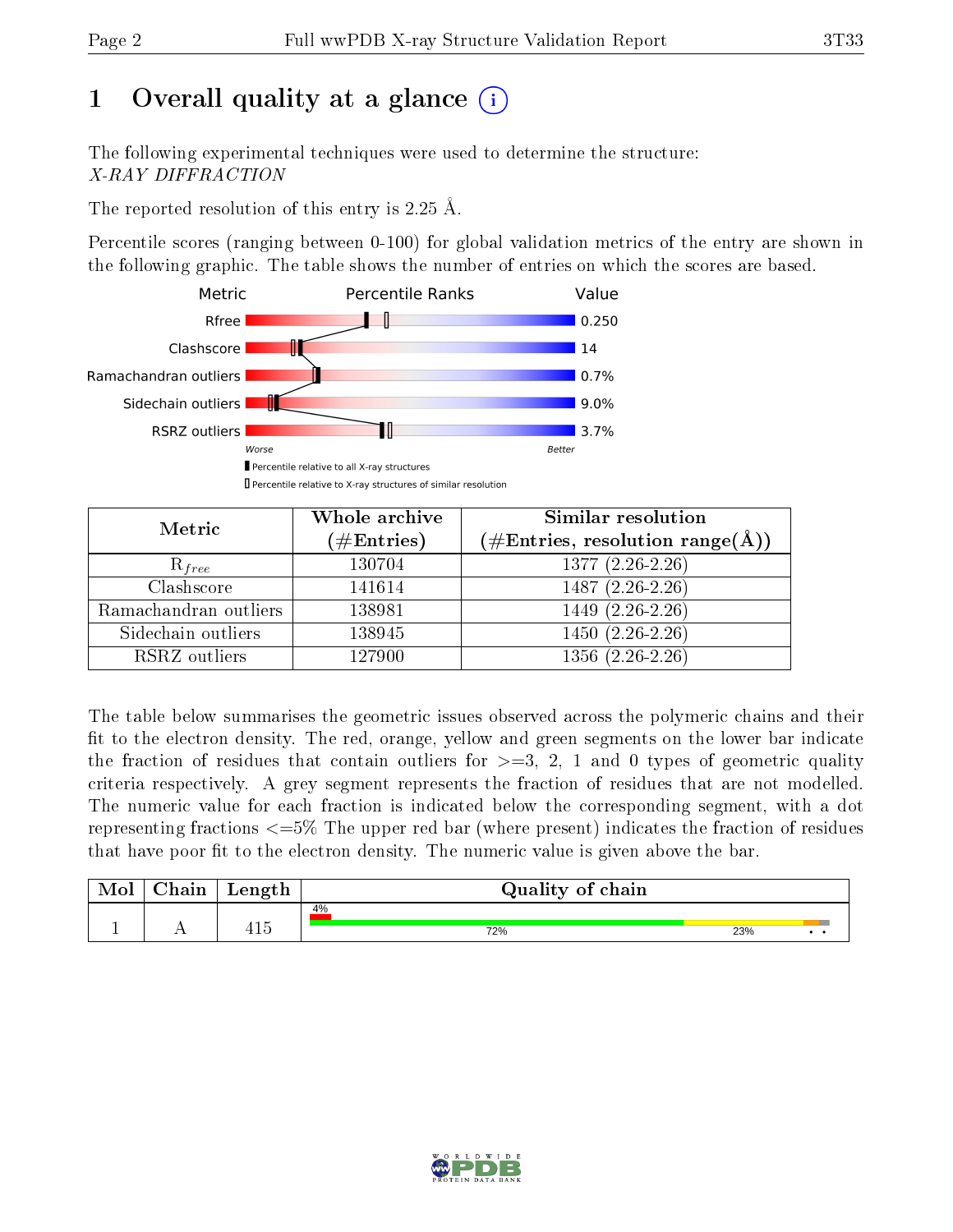# 1 Overall quality at a glance (i)

The following experimental techniques were used to determine the structure:
*X-RAY DIFFRACTION*

The reported resolution of this entry is 2.25 Å.

Percentile scores (ranging between 0-100) for global validation metrics of the entry are shown in the following graphic. The table shows the number of entries on which the scores are based.

| Metric | Value |
|---|---|
| Rfree | 0.250 |
| Clashscore | 14 |
| Ramachandran outliers | 0.7% |
| Sidechain outliers | 9.0% |
| RSRZ outliers | 3.7% |

Worse — Better

▮ Percentile relative to all X-ray structures
▯ Percentile relative to X-ray structures of similar resolution

| Metric | Whole archive (#Entries) | Similar resolution (#Entries, resolution range(Å)) |
|---|---|---|
| $R_{free}$ | 130704 | 1377 (2.26-2.26) |
| Clashscore | 141614 | 1487 (2.26-2.26) |
| Ramachandran outliers | 138981 | 1449 (2.26-2.26) |
| Sidechain outliers | 138945 | 1450 (2.26-2.26) |
| RSRZ outliers | 127900 | 1356 (2.26-2.26) |

The table below summarises the geometric issues observed across the polymeric chains and their fit to the electron density. The red, orange, yellow and green segments on the lower bar indicate the fraction of residues that contain outliers for >=3, 2, 1 and 0 types of geometric quality criteria respectively. A grey segment represents the fraction of residues that are not modelled. The numeric value for each fraction is indicated below the corresponding segment, with a dot representing fractions <=5% The upper red bar (where present) indicates the fraction of residues that have poor fit to the electron density. The numeric value is given above the bar.

| Mol | Chain | Length | Quality of chain |
|---|---|---|---|
| 1 | A | 415 | 4% (poor fit); 72%, 23%, •, • |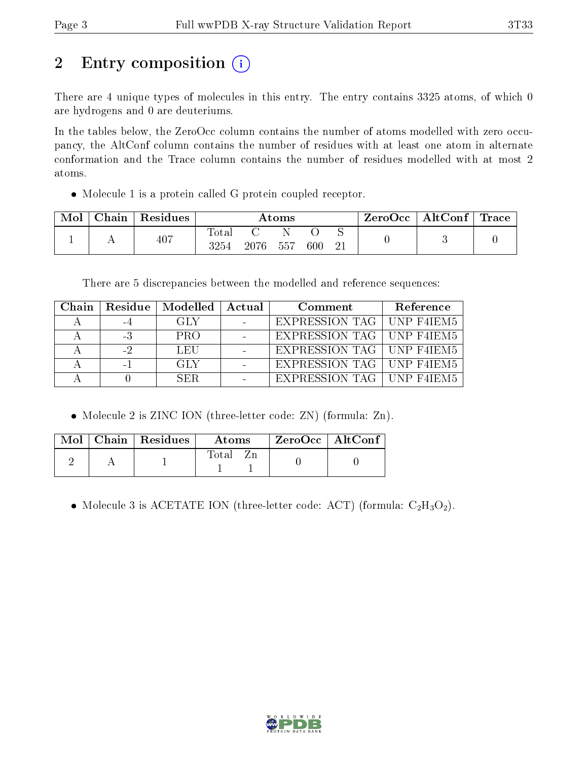## 2 Entry composition

There are 4 unique types of molecules in this entry. The entry contains 3325 atoms, of which 0 are hydrogens and 0 are deuteriums.

In the tables below, the ZeroOcc column contains the number of atoms modelled with zero occupancy, the AltConf column contains the number of residues with at least one atom in alternate conformation and the Trace column contains the number of residues modelled with at most 2 atoms.

- Molecule 1 is a protein called G protein coupled receptor.

| Mol | Chain | Residues | Atoms | | | | | ZeroOcc | AltConf | Trace |
|---|---|---|---|---|---|---|---|---|---|---|
| | | | Total | C | N | O | S | | | |
| 1 | A | 407 | 3254 | 2076 | 557 | 600 | 21 | 0 | 3 | 0 |

There are 5 discrepancies between the modelled and reference sequences:

| Chain | Residue | Modelled | Actual | Comment | Reference |
|---|---|---|---|---|---|
| A | -4 | GLY | - | EXPRESSION TAG | UNP F4IEM5 |
| A | -3 | PRO | - | EXPRESSION TAG | UNP F4IEM5 |
| A | -2 | LEU | - | EXPRESSION TAG | UNP F4IEM5 |
| A | -1 | GLY | - | EXPRESSION TAG | UNP F4IEM5 |
| A | 0 | SER | - | EXPRESSION TAG | UNP F4IEM5 |

- Molecule 2 is ZINC ION (three-letter code: ZN) (formula: Zn).

| Mol | Chain | Residues | Atoms | | ZeroOcc | AltConf |
|---|---|---|---|---|---|---|
| | | | Total | Zn | | |
| 2 | A | 1 | 1 | 1 | 0 | 0 |

- Molecule 3 is ACETATE ION (three-letter code: ACT) (formula: $C_2H_3O_2$).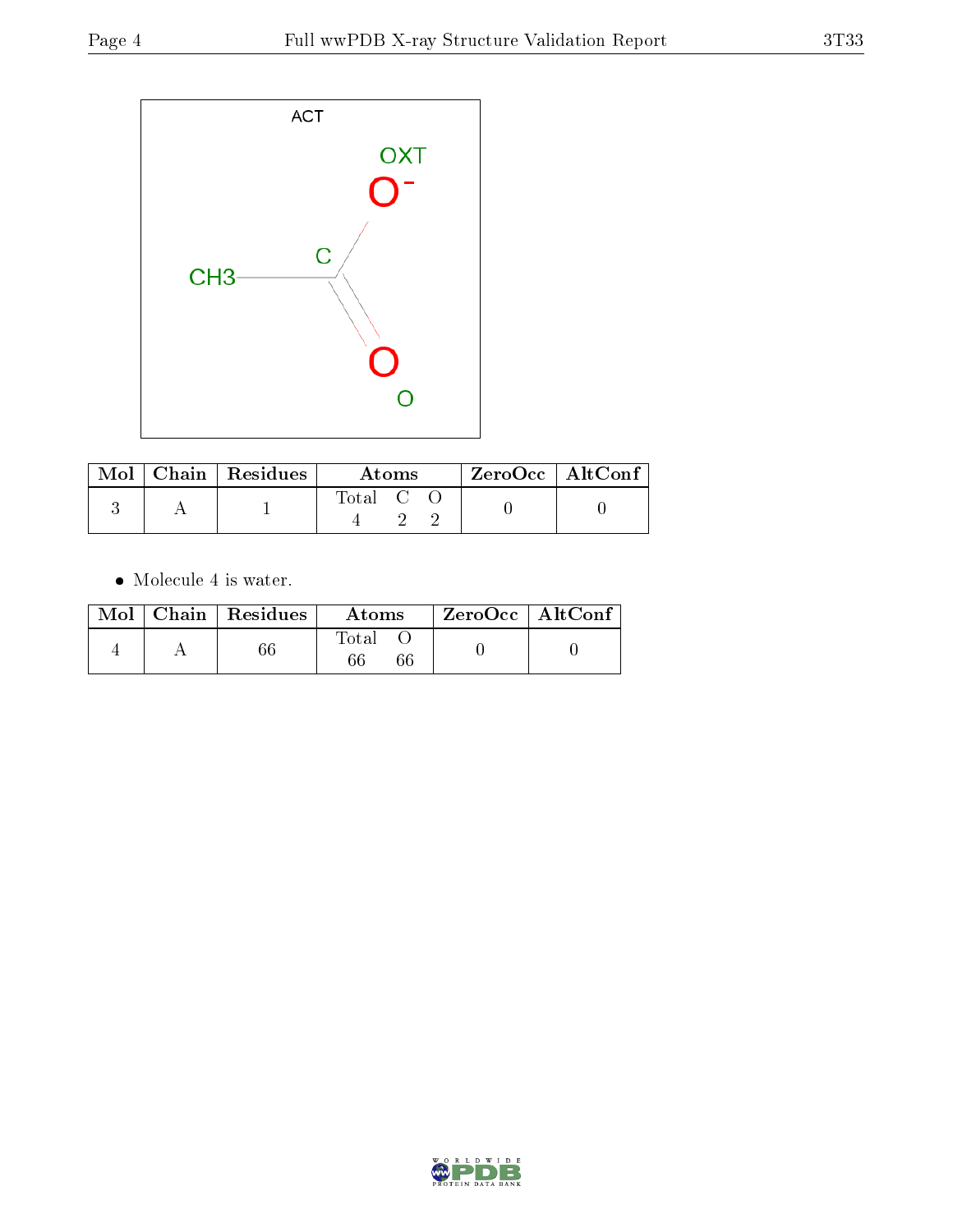ACT

OXT

C

CH3

O

| Mol | Chain | Residues | Atoms | | | ZeroOcc | AltConf |
|---|---|---|---|---|---|---|---|
| | | | Total | C | O | | |
| 3 | A | 1 | 4 | 2 | 2 | 0 | 0 |

- Molecule 4 is water.

| Mol | Chain | Residues | Atoms | | ZeroOcc | AltConf |
|---|---|---|---|---|---|---|
| | | | Total | O | | |
| 4 | A | 66 | 66 | 66 | 0 | 0 |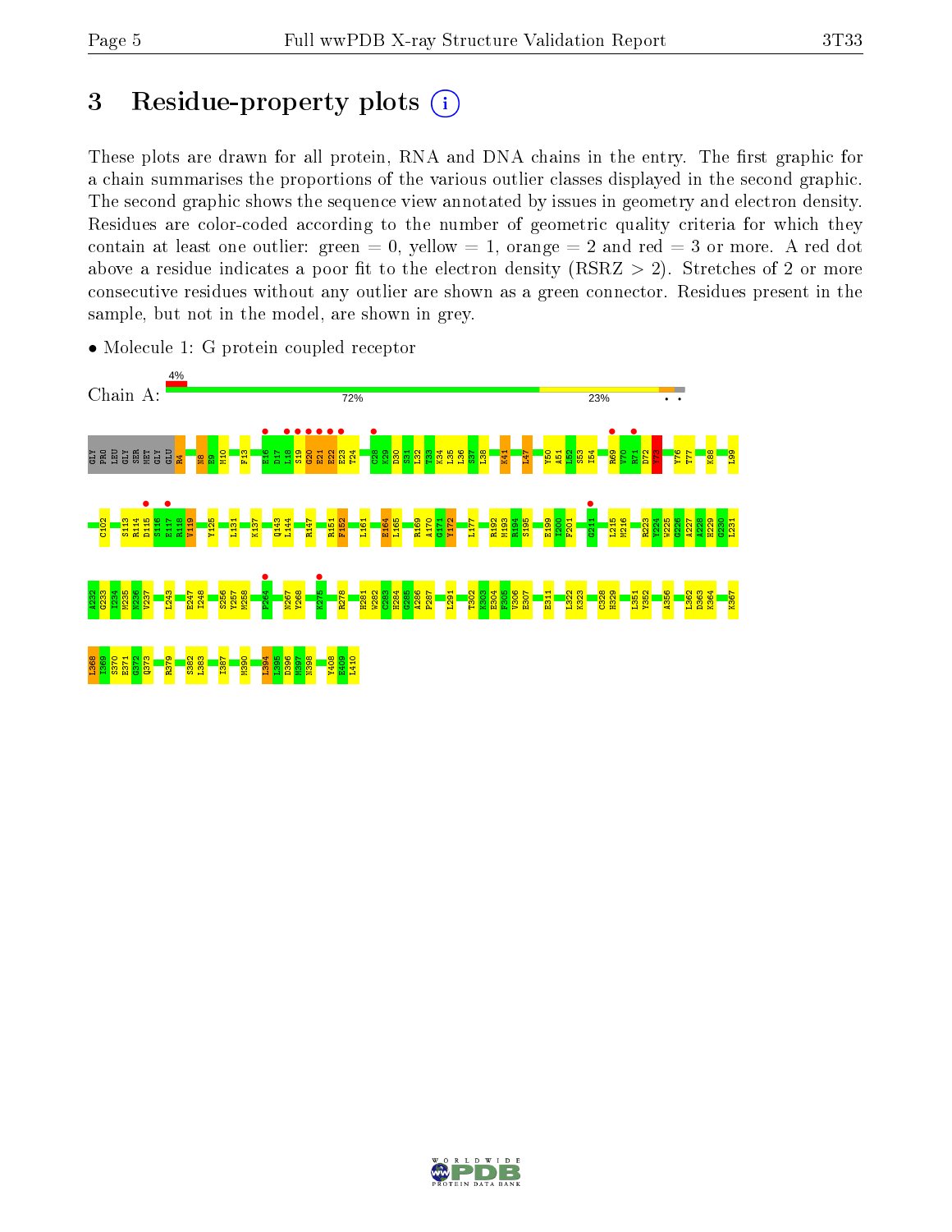# 3 Residue-property plots

These plots are drawn for all protein, RNA and DNA chains in the entry. The first graphic for a chain summarises the proportions of the various outlier classes displayed in the second graphic. The second graphic shows the sequence view annotated by issues in geometry and electron density. Residues are color-coded according to the number of geometric quality criteria for which they contain at least one outlier: green = 0, yellow = 1, orange = 2 and red = 3 or more. A red dot above a residue indicates a poor fit to the electron density (RSRZ > 2). Stretches of 2 or more consecutive residues without any outlier are shown as a green connector. Residues present in the sample, but not in the model, are shown in grey.

- Molecule 1: G protein coupled receptor

Chain A: 4% | 72% | 23%

GLY PRO LEU GLY SER MET GLY GLU R4 N8 E9 M10 F13 E16 D17 L18 S19 G20 E21 E22 T24 C28 K29 D30 S31 L32 T33 K34 L35 L36 S37 L38 K41 L47 Y50 A51 L52 S53 I54 R69 V70 R71 D72 Y73 V76 T77 K88 L99

C102 S113 R114 D115 S116 E117 R118 V119 Y125 L131 K137 Q143 L144 R147 R151 F152 L161 E164 L165 R169 A170 G171 Y172 I177 R192 M193 R194 S195 E199 I200 F201 G211 L215 M216 R223 Y224 W225 G226 A227 A228 H229 G230 L231

A232 G233 I234 M235 N236 V237 L243 E247 I248 S256 Y257 M258 F264 M267 Y268 K275 R278 H281 W282 C283 H284 G285 A286 F287 L291 T302 K303 E304 F305 V306 E307 E311 L322 K323 C328 H329 L351 Y352 A356 L362 D363 K364 K367

L368 I369 S370 E371 G372 Q373 R379 S382 L383 I387 M390 L394 L395 D396 M397 N398 Y408 F409 L410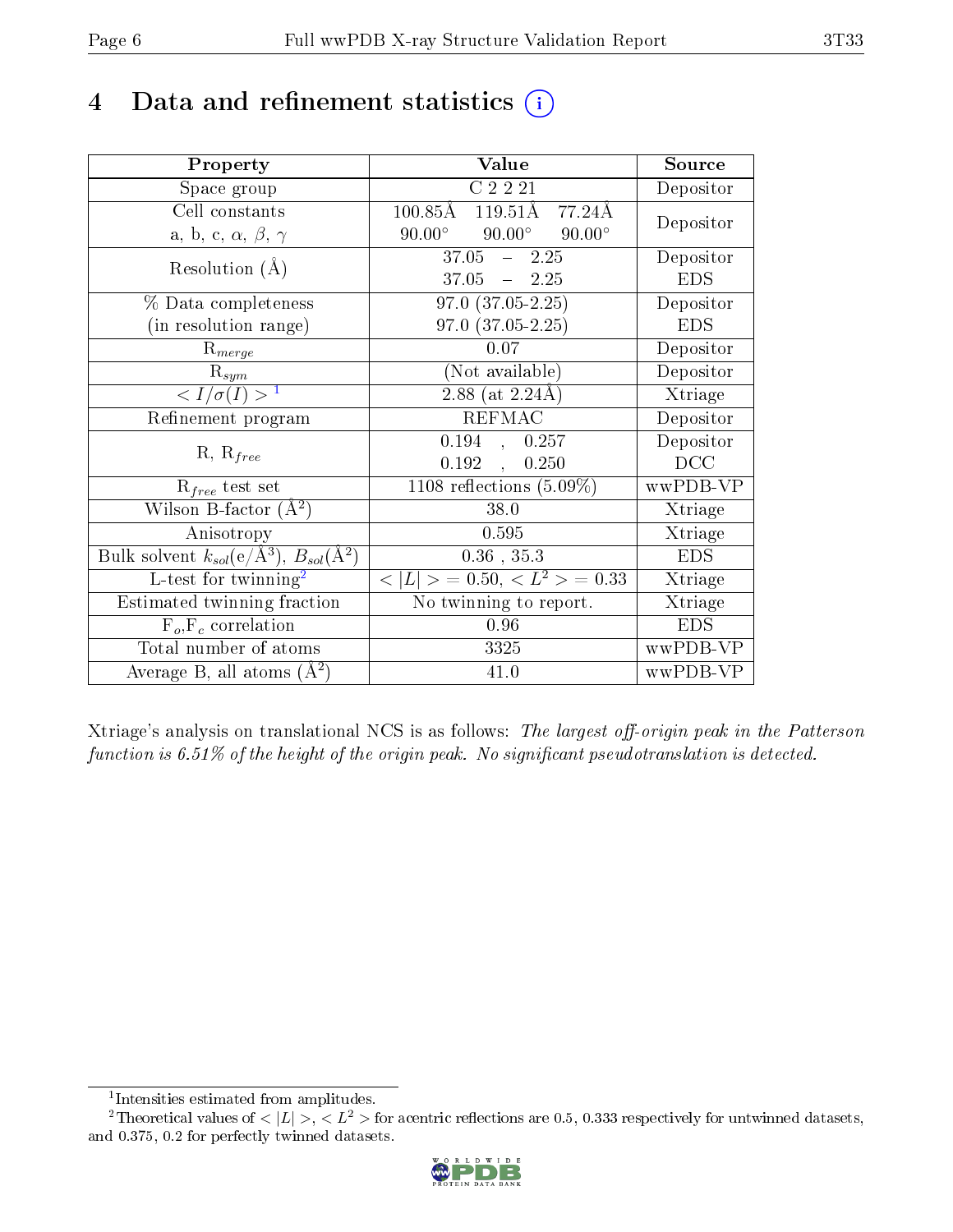# 4 Data and refinement statistics (i)

| Property | Value | Source |
|---|---|---|
| Space group | C 2 2 21 | Depositor |
| Cell constants<br>a, b, c, $\alpha$, $\beta$, $\gamma$ | 100.85Å 119.51Å 77.24Å<br>90.00° 90.00° 90.00° | Depositor |
| Resolution (Å) | 37.05 – 2.25<br>37.05 – 2.25 | Depositor<br>EDS |
| % Data completeness<br>(in resolution range) | 97.0 (37.05-2.25)<br>97.0 (37.05-2.25) | Depositor<br>EDS |
| $R_{merge}$ | 0.07 | Depositor |
| $R_{sym}$ | (Not available) | Depositor |
| $< I/\sigma(I) >$ [1] | 2.88 (at 2.24Å) | Xtriage |
| Refinement program | REFMAC | Depositor |
| R, $R_{free}$ | 0.194 , 0.257<br>0.192 , 0.250 | Depositor<br>DCC |
| $R_{free}$ test set | 1108 reflections (5.09%) | wwPDB-VP |
| Wilson B-factor (Å$^2$) | 38.0 | Xtriage |
| Anisotropy | 0.595 | Xtriage |
| Bulk solvent $k_{sol}$(e/Å$^3$), $B_{sol}$(Å$^2$) | 0.36 , 35.3 | EDS |
| L-test for twinning[2] | $< \|L\| >= 0.50$, $< L^2 >= 0.33$ | Xtriage |
| Estimated twinning fraction | No twinning to report. | Xtriage |
| $F_o$,$F_c$ correlation | 0.96 | EDS |
| Total number of atoms | 3325 | wwPDB-VP |
| Average B, all atoms (Å$^2$) | 41.0 | wwPDB-VP |

Xtriage's analysis on translational NCS is as follows: *The largest off-origin peak in the Patterson function is 6.51% of the height of the origin peak. No significant pseudotranslation is detected.*

[1] Intensities estimated from amplitudes.

[2] Theoretical values of $< |L| >$, $< L^2 >$ for acentric reflections are 0.5, 0.333 respectively for untwinned datasets, and 0.375, 0.2 for perfectly twinned datasets.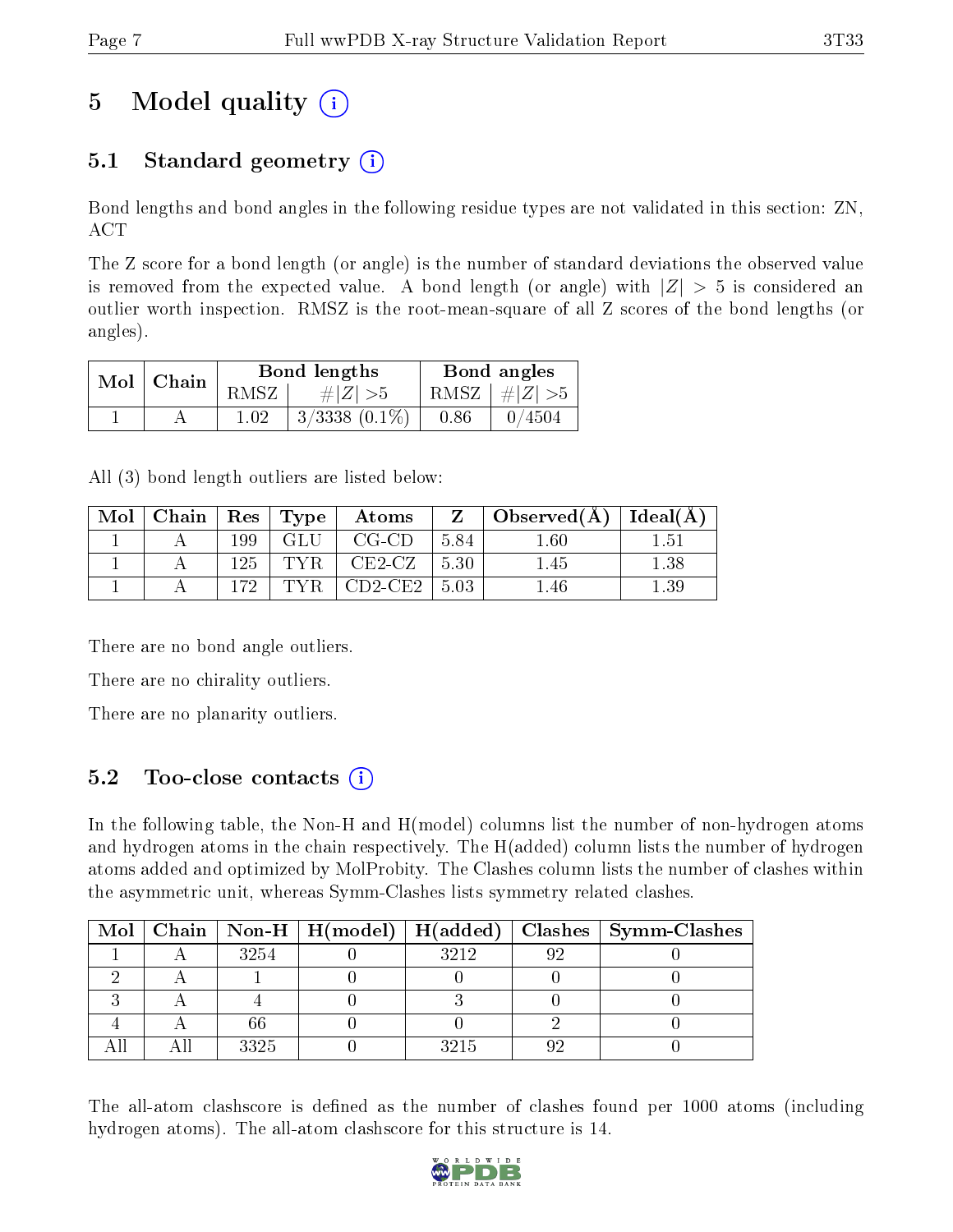# 5 Model quality

## 5.1 Standard geometry

Bond lengths and bond angles in the following residue types are not validated in this section: ZN, ACT

The Z score for a bond length (or angle) is the number of standard deviations the observed value is removed from the expected value. A bond length (or angle) with $|Z| > 5$ is considered an outlier worth inspection. RMSZ is the root-mean-square of all Z scores of the bond lengths (or angles).

| Mol | Chain | Bond lengths | | Bond angles | |
|---|---|---|---|---|---|
| | | RMSZ | #\|Z\| >5 | RMSZ | #\|Z\| >5 |
| 1 | A | 1.02 | 3/3338 (0.1%) | 0.86 | 0/4504 |

All (3) bond length outliers are listed below:

| Mol | Chain | Res | Type | Atoms | Z | Observed(Å) | Ideal(Å) |
|---|---|---|---|---|---|---|---|
| 1 | A | 199 | GLU | CG-CD | 5.84 | 1.60 | 1.51 |
| 1 | A | 125 | TYR | CE2-CZ | 5.30 | 1.45 | 1.38 |
| 1 | A | 172 | TYR | CD2-CE2 | 5.03 | 1.46 | 1.39 |

There are no bond angle outliers.

There are no chirality outliers.

There are no planarity outliers.

## 5.2 Too-close contacts

In the following table, the Non-H and H(model) columns list the number of non-hydrogen atoms and hydrogen atoms in the chain respectively. The H(added) column lists the number of hydrogen atoms added and optimized by MolProbity. The Clashes column lists the number of clashes within the asymmetric unit, whereas Symm-Clashes lists symmetry related clashes.

| Mol | Chain | Non-H | H(model) | H(added) | Clashes | Symm-Clashes |
|---|---|---|---|---|---|---|
| 1 | A | 3254 | 0 | 3212 | 92 | 0 |
| 2 | A | 1 | 0 | 0 | 0 | 0 |
| 3 | A | 4 | 0 | 3 | 0 | 0 |
| 4 | A | 66 | 0 | 0 | 2 | 0 |
| All | All | 3325 | 0 | 3215 | 92 | 0 |

The all-atom clashscore is defined as the number of clashes found per 1000 atoms (including hydrogen atoms). The all-atom clashscore for this structure is 14.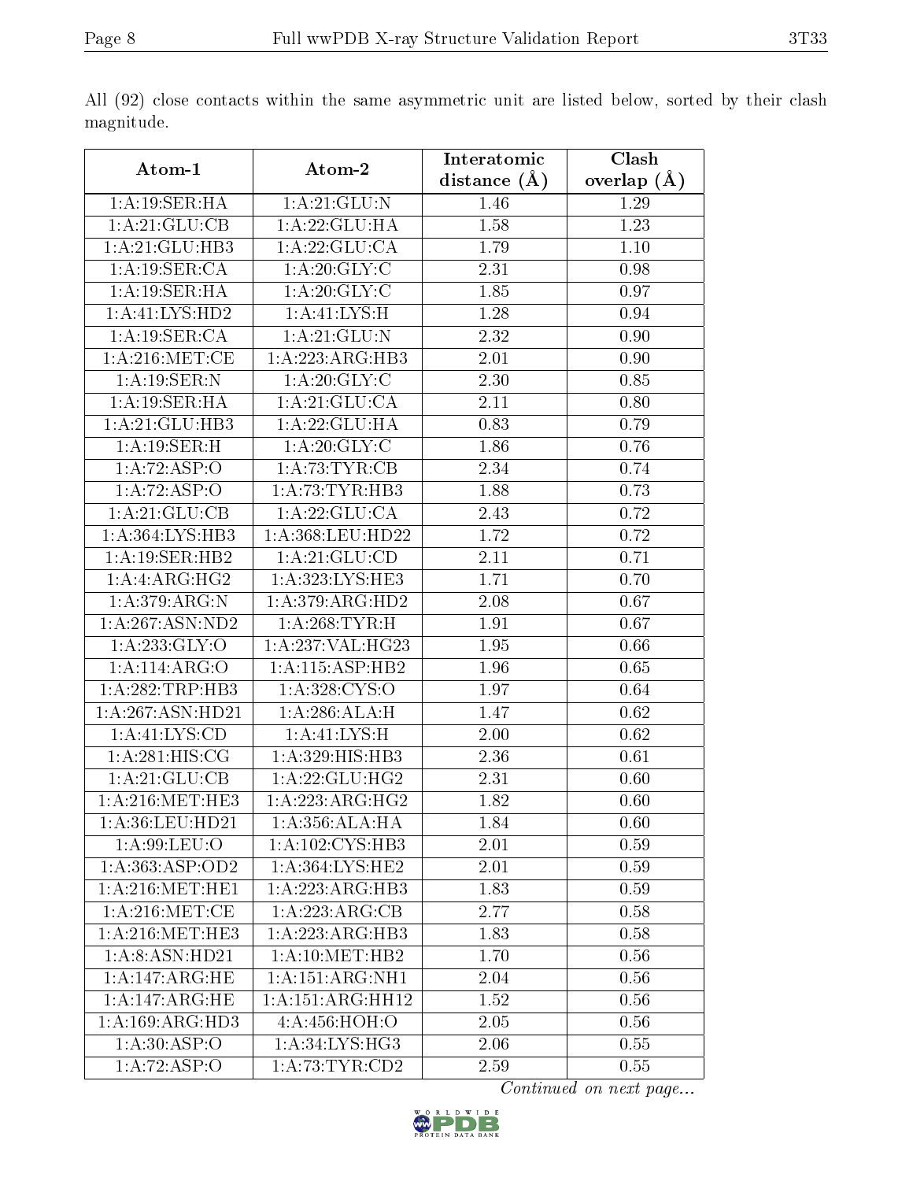All (92) close contacts within the same asymmetric unit are listed below, sorted by their clash magnitude.

| Atom-1 | Atom-2 | Interatomic distance (Å) | Clash overlap (Å) |
|---|---|---|---|
| 1:A:19:SER:HA | 1:A:21:GLU:N | 1.46 | 1.29 |
| 1:A:21:GLU:CB | 1:A:22:GLU:HA | 1.58 | 1.23 |
| 1:A:21:GLU:HB3 | 1:A:22:GLU:CA | 1.79 | 1.10 |
| 1:A:19:SER:CA | 1:A:20:GLY:C | 2.31 | 0.98 |
| 1:A:19:SER:HA | 1:A:20:GLY:C | 1.85 | 0.97 |
| 1:A:41:LYS:HD2 | 1:A:41:LYS:H | 1.28 | 0.94 |
| 1:A:19:SER:CA | 1:A:21:GLU:N | 2.32 | 0.90 |
| 1:A:216:MET:CE | 1:A:223:ARG:HB3 | 2.01 | 0.90 |
| 1:A:19:SER:N | 1:A:20:GLY:C | 2.30 | 0.85 |
| 1:A:19:SER:HA | 1:A:21:GLU:CA | 2.11 | 0.80 |
| 1:A:21:GLU:HB3 | 1:A:22:GLU:HA | 0.83 | 0.79 |
| 1:A:19:SER:H | 1:A:20:GLY:C | 1.86 | 0.76 |
| 1:A:72:ASP:O | 1:A:73:TYR:CB | 2.34 | 0.74 |
| 1:A:72:ASP:O | 1:A:73:TYR:HB3 | 1.88 | 0.73 |
| 1:A:21:GLU:CB | 1:A:22:GLU:CA | 2.43 | 0.72 |
| 1:A:364:LYS:HB3 | 1:A:368:LEU:HD22 | 1.72 | 0.72 |
| 1:A:19:SER:HB2 | 1:A:21:GLU:CD | 2.11 | 0.71 |
| 1:A:4:ARG:HG2 | 1:A:323:LYS:HE3 | 1.71 | 0.70 |
| 1:A:379:ARG:N | 1:A:379:ARG:HD2 | 2.08 | 0.67 |
| 1:A:267:ASN:ND2 | 1:A:268:TYR:H | 1.91 | 0.67 |
| 1:A:233:GLY:O | 1:A:237:VAL:HG23 | 1.95 | 0.66 |
| 1:A:114:ARG:O | 1:A:115:ASP:HB2 | 1.96 | 0.65 |
| 1:A:282:TRP:HB3 | 1:A:328:CYS:O | 1.97 | 0.64 |
| 1:A:267:ASN:HD21 | 1:A:286:ALA:H | 1.47 | 0.62 |
| 1:A:41:LYS:CD | 1:A:41:LYS:H | 2.00 | 0.62 |
| 1:A:281:HIS:CG | 1:A:329:HIS:HB3 | 2.36 | 0.61 |
| 1:A:21:GLU:CB | 1:A:22:GLU:HG2 | 2.31 | 0.60 |
| 1:A:216:MET:HE3 | 1:A:223:ARG:HG2 | 1.82 | 0.60 |
| 1:A:36:LEU:HD21 | 1:A:356:ALA:HA | 1.84 | 0.60 |
| 1:A:99:LEU:O | 1:A:102:CYS:HB3 | 2.01 | 0.59 |
| 1:A:363:ASP:OD2 | 1:A:364:LYS:HE2 | 2.01 | 0.59 |
| 1:A:216:MET:HE1 | 1:A:223:ARG:HB3 | 1.83 | 0.59 |
| 1:A:216:MET:CE | 1:A:223:ARG:CB | 2.77 | 0.58 |
| 1:A:216:MET:HE3 | 1:A:223:ARG:HB3 | 1.83 | 0.58 |
| 1:A:8:ASN:HD21 | 1:A:10:MET:HB2 | 1.70 | 0.56 |
| 1:A:147:ARG:HE | 1:A:151:ARG:NH1 | 2.04 | 0.56 |
| 1:A:147:ARG:HE | 1:A:151:ARG:HH12 | 1.52 | 0.56 |
| 1:A:169:ARG:HD3 | 4:A:456:HOH:O | 2.05 | 0.56 |
| 1:A:30:ASP:O | 1:A:34:LYS:HG3 | 2.06 | 0.55 |
| 1:A:72:ASP:O | 1:A:73:TYR:CD2 | 2.59 | 0.55 |

*Continued on next page...*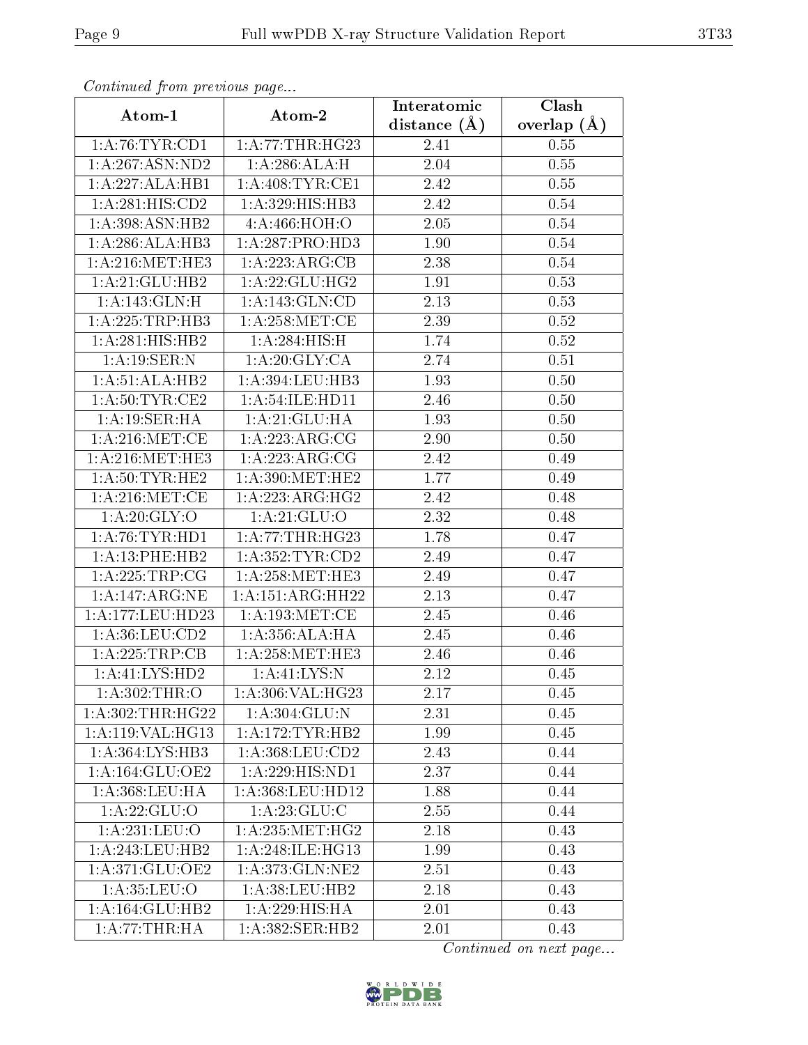*Continued from previous page...*

| Atom-1 | Atom-2 | Interatomic distance (Å) | Clash overlap (Å) |
|---|---|---|---|
| 1:A:76:TYR:CD1 | 1:A:77:THR:HG23 | 2.41 | 0.55 |
| 1:A:267:ASN:ND2 | 1:A:286:ALA:H | 2.04 | 0.55 |
| 1:A:227:ALA:HB1 | 1:A:408:TYR:CE1 | 2.42 | 0.55 |
| 1:A:281:HIS:CD2 | 1:A:329:HIS:HB3 | 2.42 | 0.54 |
| 1:A:398:ASN:HB2 | 4:A:466:HOH:O | 2.05 | 0.54 |
| 1:A:286:ALA:HB3 | 1:A:287:PRO:HD3 | 1.90 | 0.54 |
| 1:A:216:MET:HE3 | 1:A:223:ARG:CB | 2.38 | 0.54 |
| 1:A:21:GLU:HB2 | 1:A:22:GLU:HG2 | 1.91 | 0.53 |
| 1:A:143:GLN:H | 1:A:143:GLN:CD | 2.13 | 0.53 |
| 1:A:225:TRP:HB3 | 1:A:258:MET:CE | 2.39 | 0.52 |
| 1:A:281:HIS:HB2 | 1:A:284:HIS:H | 1.74 | 0.52 |
| 1:A:19:SER:N | 1:A:20:GLY:CA | 2.74 | 0.51 |
| 1:A:51:ALA:HB2 | 1:A:394:LEU:HB3 | 1.93 | 0.50 |
| 1:A:50:TYR:CE2 | 1:A:54:ILE:HD11 | 2.46 | 0.50 |
| 1:A:19:SER:HA | 1:A:21:GLU:HA | 1.93 | 0.50 |
| 1:A:216:MET:CE | 1:A:223:ARG:CG | 2.90 | 0.50 |
| 1:A:216:MET:HE3 | 1:A:223:ARG:CG | 2.42 | 0.49 |
| 1:A:50:TYR:HE2 | 1:A:390:MET:HE2 | 1.77 | 0.49 |
| 1:A:216:MET:CE | 1:A:223:ARG:HG2 | 2.42 | 0.48 |
| 1:A:20:GLY:O | 1:A:21:GLU:O | 2.32 | 0.48 |
| 1:A:76:TYR:HD1 | 1:A:77:THR:HG23 | 1.78 | 0.47 |
| 1:A:13:PHE:HB2 | 1:A:352:TYR:CD2 | 2.49 | 0.47 |
| 1:A:225:TRP:CG | 1:A:258:MET:HE3 | 2.49 | 0.47 |
| 1:A:147:ARG:NE | 1:A:151:ARG:HH22 | 2.13 | 0.47 |
| 1:A:177:LEU:HD23 | 1:A:193:MET:CE | 2.45 | 0.46 |
| 1:A:36:LEU:CD2 | 1:A:356:ALA:HA | 2.45 | 0.46 |
| 1:A:225:TRP:CB | 1:A:258:MET:HE3 | 2.46 | 0.46 |
| 1:A:41:LYS:HD2 | 1:A:41:LYS:N | 2.12 | 0.45 |
| 1:A:302:THR:O | 1:A:306:VAL:HG23 | 2.17 | 0.45 |
| 1:A:302:THR:HG22 | 1:A:304:GLU:N | 2.31 | 0.45 |
| 1:A:119:VAL:HG13 | 1:A:172:TYR:HB2 | 1.99 | 0.45 |
| 1:A:364:LYS:HB3 | 1:A:368:LEU:CD2 | 2.43 | 0.44 |
| 1:A:164:GLU:OE2 | 1:A:229:HIS:ND1 | 2.37 | 0.44 |
| 1:A:368:LEU:HA | 1:A:368:LEU:HD12 | 1.88 | 0.44 |
| 1:A:22:GLU:O | 1:A:23:GLU:C | 2.55 | 0.44 |
| 1:A:231:LEU:O | 1:A:235:MET:HG2 | 2.18 | 0.43 |
| 1:A:243:LEU:HB2 | 1:A:248:ILE:HG13 | 1.99 | 0.43 |
| 1:A:371:GLU:OE2 | 1:A:373:GLN:NE2 | 2.51 | 0.43 |
| 1:A:35:LEU:O | 1:A:38:LEU:HB2 | 2.18 | 0.43 |
| 1:A:164:GLU:HB2 | 1:A:229:HIS:HA | 2.01 | 0.43 |
| 1:A:77:THR:HA | 1:A:382:SER:HB2 | 2.01 | 0.43 |

*Continued on next page...*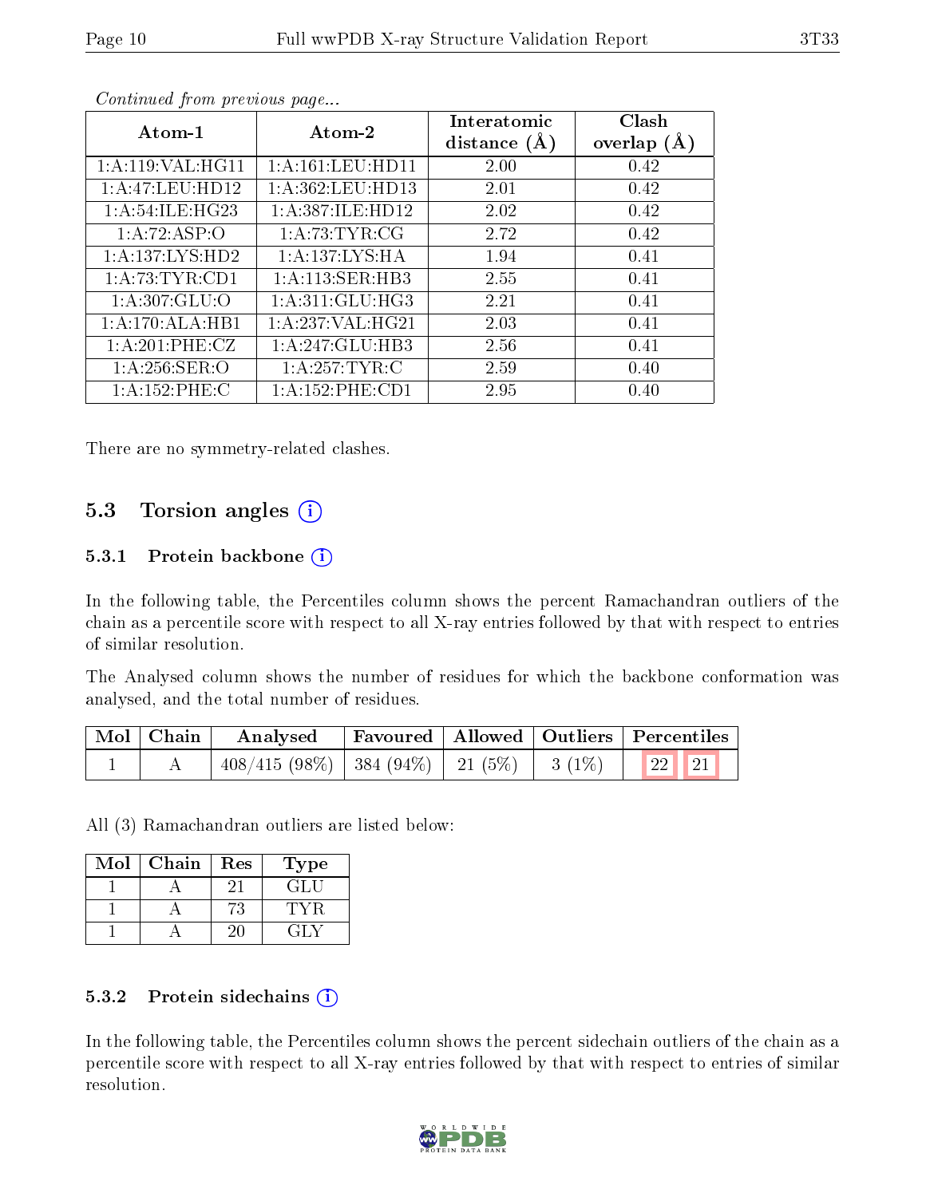*Continued from previous page...*

| Atom-1 | Atom-2 | Interatomic distance (Å) | Clash overlap (Å) |
|---|---|---|---|
| 1:A:119:VAL:HG11 | 1:A:161:LEU:HD11 | 2.00 | 0.42 |
| 1:A:47:LEU:HD12 | 1:A:362:LEU:HD13 | 2.01 | 0.42 |
| 1:A:54:ILE:HG23 | 1:A:387:ILE:HD12 | 2.02 | 0.42 |
| 1:A:72:ASP:O | 1:A:73:TYR:CG | 2.72 | 0.42 |
| 1:A:137:LYS:HD2 | 1:A:137:LYS:HA | 1.94 | 0.41 |
| 1:A:73:TYR:CD1 | 1:A:113:SER:HB3 | 2.55 | 0.41 |
| 1:A:307:GLU:O | 1:A:311:GLU:HG3 | 2.21 | 0.41 |
| 1:A:170:ALA:HB1 | 1:A:237:VAL:HG21 | 2.03 | 0.41 |
| 1:A:201:PHE:CZ | 1:A:247:GLU:HB3 | 2.56 | 0.41 |
| 1:A:256:SER:O | 1:A:257:TYR:C | 2.59 | 0.40 |
| 1:A:152:PHE:C | 1:A:152:PHE:CD1 | 2.95 | 0.40 |

There are no symmetry-related clashes.

## 5.3 Torsion angles

### 5.3.1 Protein backbone

In the following table, the Percentiles column shows the percent Ramachandran outliers of the chain as a percentile score with respect to all X-ray entries followed by that with respect to entries of similar resolution.

The Analysed column shows the number of residues for which the backbone conformation was analysed, and the total number of residues.

| Mol | Chain | Analysed | Favoured | Allowed | Outliers | Percentiles | |
|---|---|---|---|---|---|---|---|
| 1 | A | 408/415 (98%) | 384 (94%) | 21 (5%) | 3 (1%) | 22 | 21 |

All (3) Ramachandran outliers are listed below:

| Mol | Chain | Res | Type |
|---|---|---|---|
| 1 | A | 21 | GLU |
| 1 | A | 73 | TYR |
| 1 | A | 20 | GLY |

### 5.3.2 Protein sidechains

In the following table, the Percentiles column shows the percent sidechain outliers of the chain as a percentile score with respect to all X-ray entries followed by that with respect to entries of similar resolution.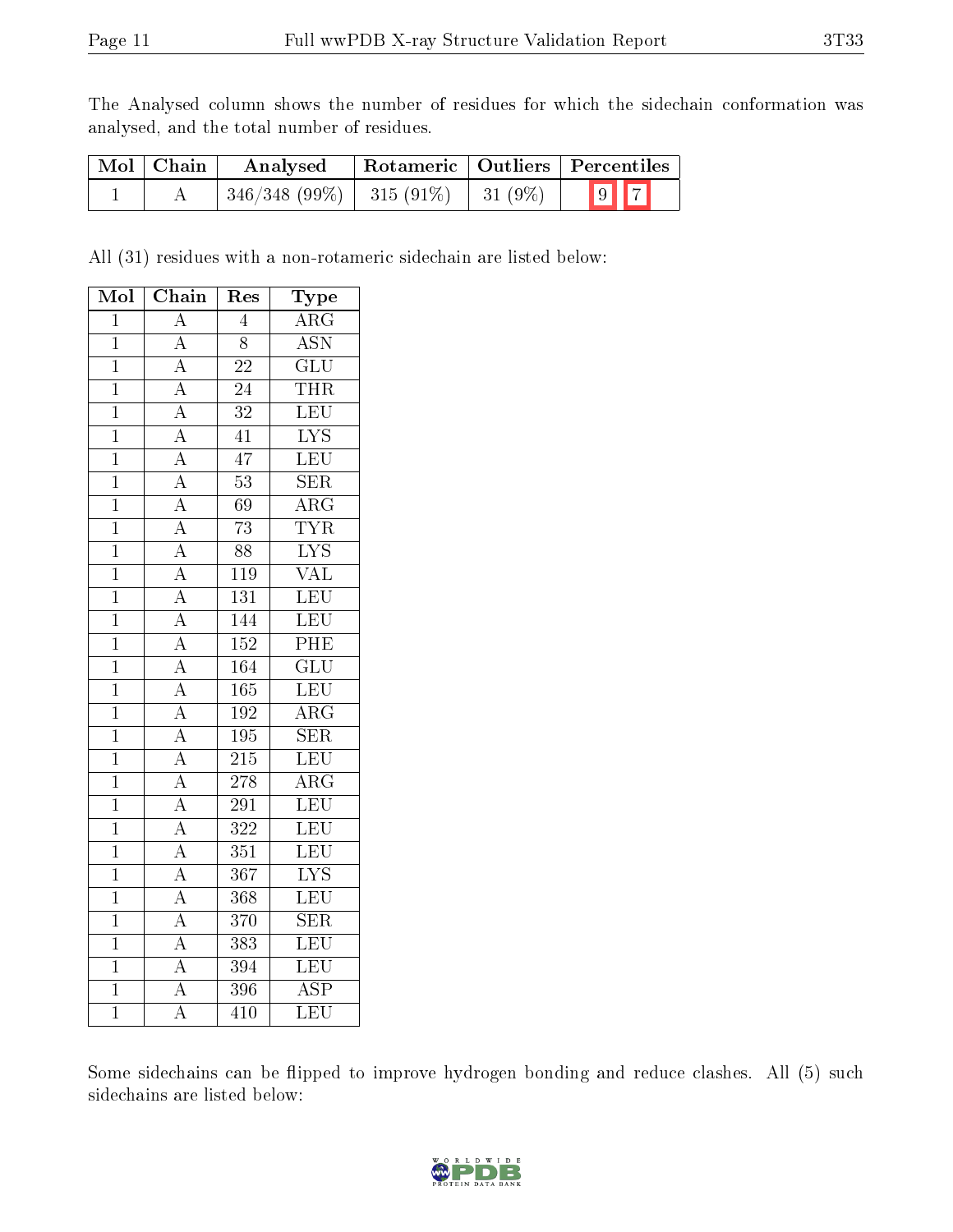The Analysed column shows the number of residues for which the sidechain conformation was analysed, and the total number of residues.

| Mol | Chain | Analysed | Rotameric | Outliers | Percentiles |
|---|---|---|---|---|---|
| 1 | A | 346/348 (99%) | 315 (91%) | 31 (9%) | 9 7 |

All (31) residues with a non-rotameric sidechain are listed below:

| Mol | Chain | Res | Type |
|---|---|---|---|
| 1 | A | 4 | ARG |
| 1 | A | 8 | ASN |
| 1 | A | 22 | GLU |
| 1 | A | 24 | THR |
| 1 | A | 32 | LEU |
| 1 | A | 41 | LYS |
| 1 | A | 47 | LEU |
| 1 | A | 53 | SER |
| 1 | A | 69 | ARG |
| 1 | A | 73 | TYR |
| 1 | A | 88 | LYS |
| 1 | A | 119 | VAL |
| 1 | A | 131 | LEU |
| 1 | A | 144 | LEU |
| 1 | A | 152 | PHE |
| 1 | A | 164 | GLU |
| 1 | A | 165 | LEU |
| 1 | A | 192 | ARG |
| 1 | A | 195 | SER |
| 1 | A | 215 | LEU |
| 1 | A | 278 | ARG |
| 1 | A | 291 | LEU |
| 1 | A | 322 | LEU |
| 1 | A | 351 | LEU |
| 1 | A | 367 | LYS |
| 1 | A | 368 | LEU |
| 1 | A | 370 | SER |
| 1 | A | 383 | LEU |
| 1 | A | 394 | LEU |
| 1 | A | 396 | ASP |
| 1 | A | 410 | LEU |

Some sidechains can be flipped to improve hydrogen bonding and reduce clashes. All (5) such sidechains are listed below: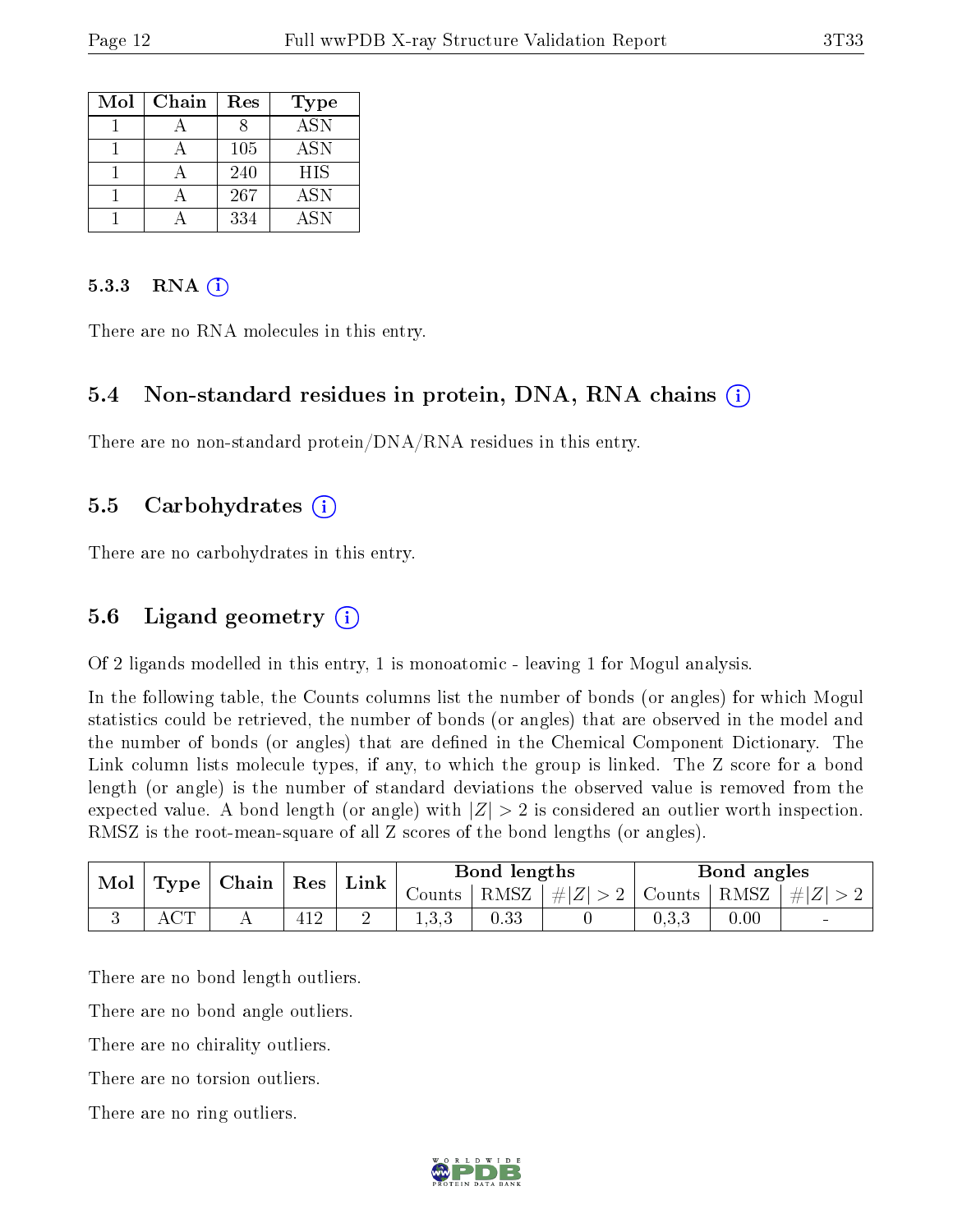| Mol | Chain | Res | Type |
|---|---|---|---|
| 1 | A | 8 | ASN |
| 1 | A | 105 | ASN |
| 1 | A | 240 | HIS |
| 1 | A | 267 | ASN |
| 1 | A | 334 | ASN |

#### 5.3.3 RNA (i)

There are no RNA molecules in this entry.

### 5.4 Non-standard residues in protein, DNA, RNA chains (i)

There are no non-standard protein/DNA/RNA residues in this entry.

### 5.5 Carbohydrates (i)

There are no carbohydrates in this entry.

### 5.6 Ligand geometry (i)

Of 2 ligands modelled in this entry, 1 is monoatomic - leaving 1 for Mogul analysis.

In the following table, the Counts columns list the number of bonds (or angles) for which Mogul statistics could be retrieved, the number of bonds (or angles) that are observed in the model and the number of bonds (or angles) that are defined in the Chemical Component Dictionary. The Link column lists molecule types, if any, to which the group is linked. The Z score for a bond length (or angle) is the number of standard deviations the observed value is removed from the expected value. A bond length (or angle) with $|Z| > 2$ is considered an outlier worth inspection. RMSZ is the root-mean-square of all Z scores of the bond lengths (or angles).

| Mol | Type | Chain | Res | Link | Bond lengths | | | Bond angles | | |
|---|---|---|---|---|---|---|---|---|---|---|
| | | | | | Counts | RMSZ | $\#\|Z\| > 2$ | Counts | RMSZ | $\#\|Z\| > 2$ |
| 3 | ACT | A | 412 | 2 | 1,3,3 | 0.33 | 0 | 0,3,3 | 0.00 | - |

There are no bond length outliers.

There are no bond angle outliers.

There are no chirality outliers.

There are no torsion outliers.

There are no ring outliers.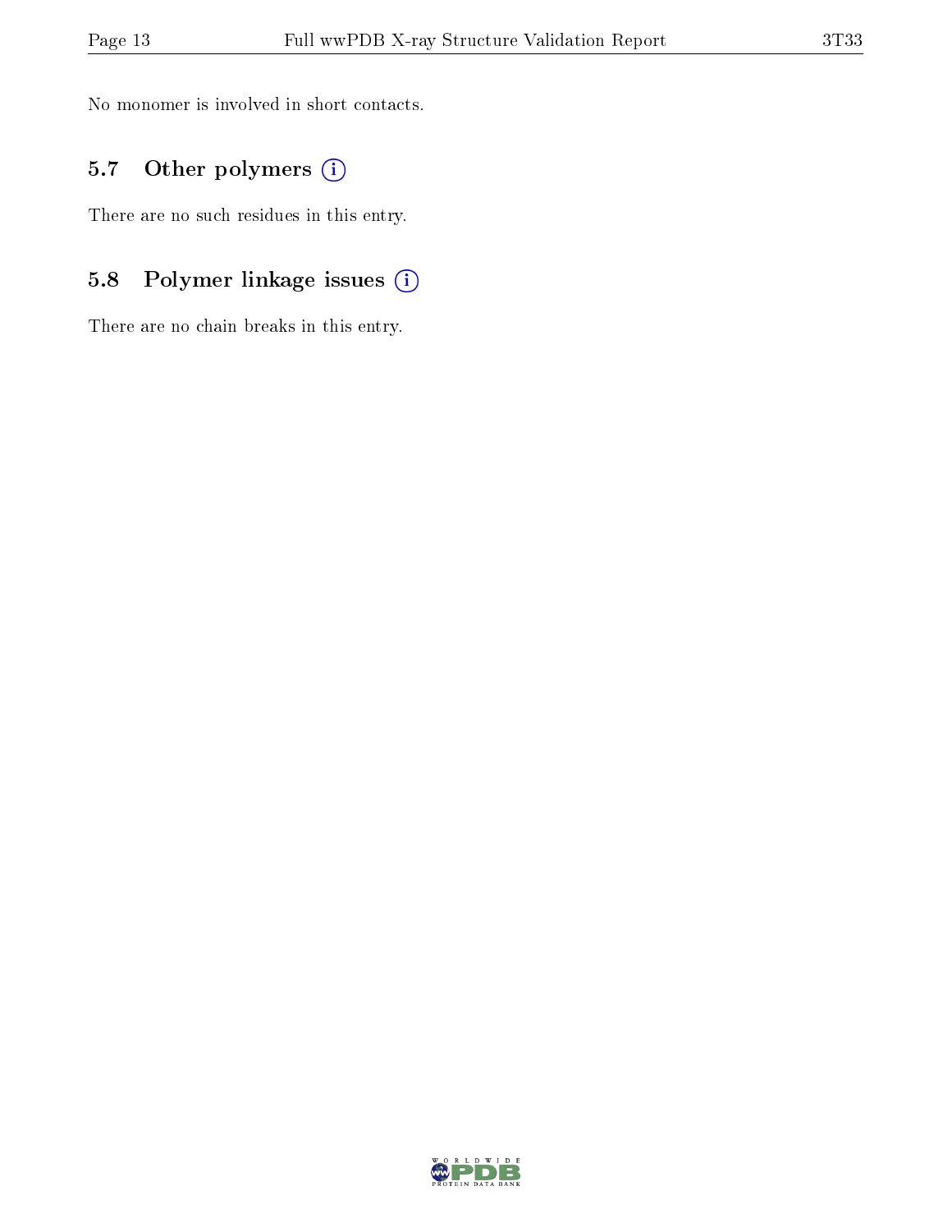No monomer is involved in short contacts.

### 5.7 Other polymers

There are no such residues in this entry.

### 5.8 Polymer linkage issues

There are no chain breaks in this entry.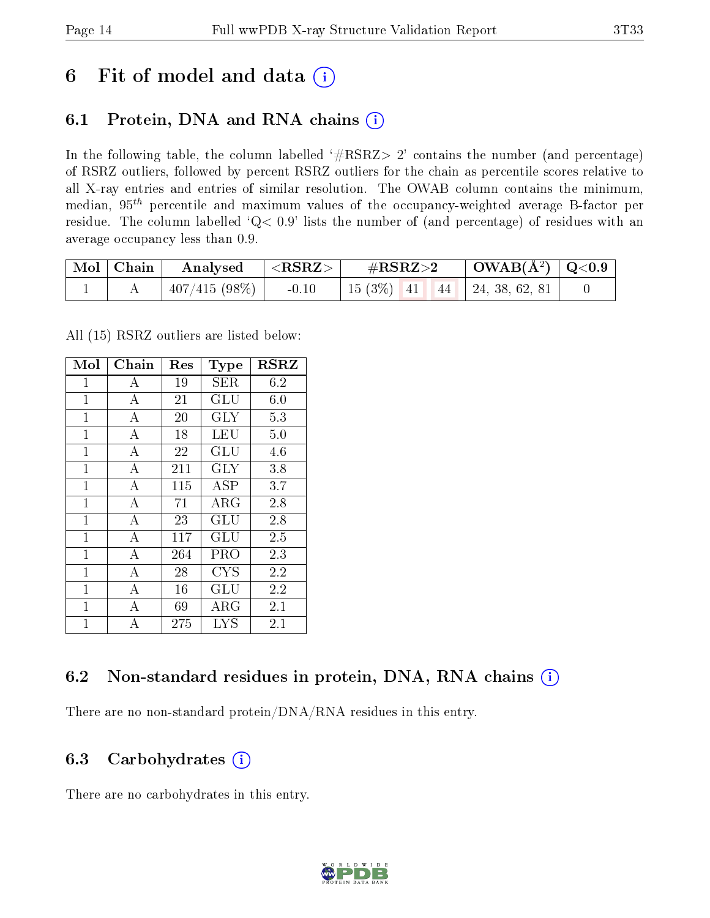# 6 Fit of model and data (i)

## 6.1 Protein, DNA and RNA chains (i)

In the following table, the column labelled '#RSRZ> 2' contains the number (and percentage) of RSRZ outliers, followed by percent RSRZ outliers for the chain as percentile scores relative to all X-ray entries and entries of similar resolution. The OWAB column contains the minimum, median, $95^{th}$ percentile and maximum values of the occupancy-weighted average B-factor per residue. The column labelled 'Q< 0.9' lists the number of (and percentage) of residues with an average occupancy less than 0.9.

| Mol | Chain | Analysed | <RSRZ> | #RSRZ>2 | | | OWAB(Å$^2$) | Q<0.9 |
|---|---|---|---|---|---|---|---|---|
| 1 | A | 407/415 (98%) | -0.10 | 15 (3%) | 41 | 44 | 24, 38, 62, 81 | 0 |

All (15) RSRZ outliers are listed below:

| Mol | Chain | Res | Type | RSRZ |
|---|---|---|---|---|
| 1 | A | 19 | SER | 6.2 |
| 1 | A | 21 | GLU | 6.0 |
| 1 | A | 20 | GLY | 5.3 |
| 1 | A | 18 | LEU | 5.0 |
| 1 | A | 22 | GLU | 4.6 |
| 1 | A | 211 | GLY | 3.8 |
| 1 | A | 115 | ASP | 3.7 |
| 1 | A | 71 | ARG | 2.8 |
| 1 | A | 23 | GLU | 2.8 |
| 1 | A | 117 | GLU | 2.5 |
| 1 | A | 264 | PRO | 2.3 |
| 1 | A | 28 | CYS | 2.2 |
| 1 | A | 16 | GLU | 2.2 |
| 1 | A | 69 | ARG | 2.1 |
| 1 | A | 275 | LYS | 2.1 |

## 6.2 Non-standard residues in protein, DNA, RNA chains (i)

There are no non-standard protein/DNA/RNA residues in this entry.

## 6.3 Carbohydrates (i)

There are no carbohydrates in this entry.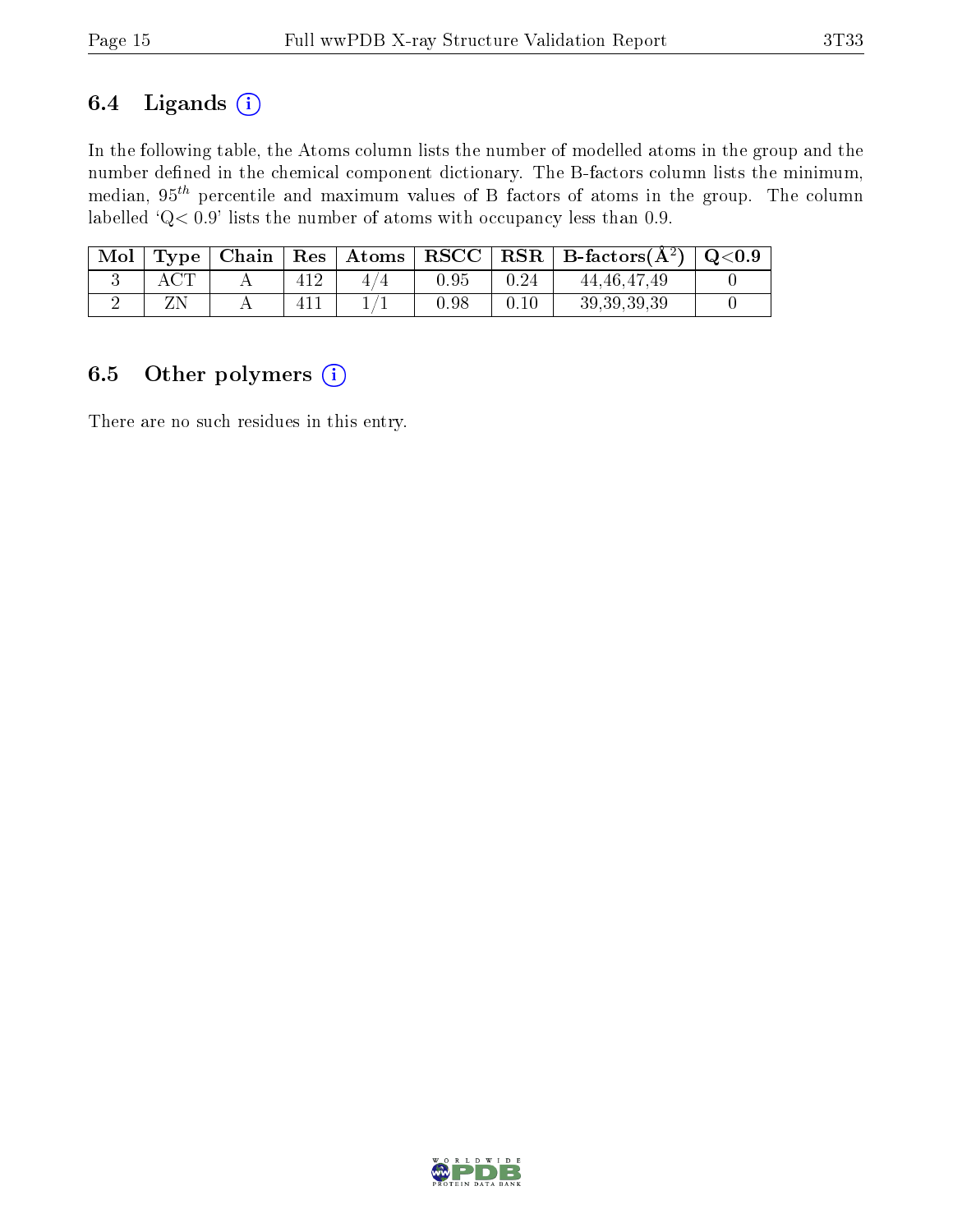## 6.4 Ligands (i)

In the following table, the Atoms column lists the number of modelled atoms in the group and the number defined in the chemical component dictionary. The B-factors column lists the minimum, median, $95^{th}$ percentile and maximum values of B factors of atoms in the group. The column labelled 'Q< 0.9' lists the number of atoms with occupancy less than 0.9.

| Mol | Type | Chain | Res | Atoms | RSCC | RSR | B-factors(Å$^2$) | Q<0.9 |
|---|---|---|---|---|---|---|---|---|
| 3 | ACT | A | 412 | 4/4 | 0.95 | 0.24 | 44,46,47,49 | 0 |
| 2 | ZN | A | 411 | 1/1 | 0.98 | 0.10 | 39,39,39,39 | 0 |

## 6.5 Other polymers (i)

There are no such residues in this entry.